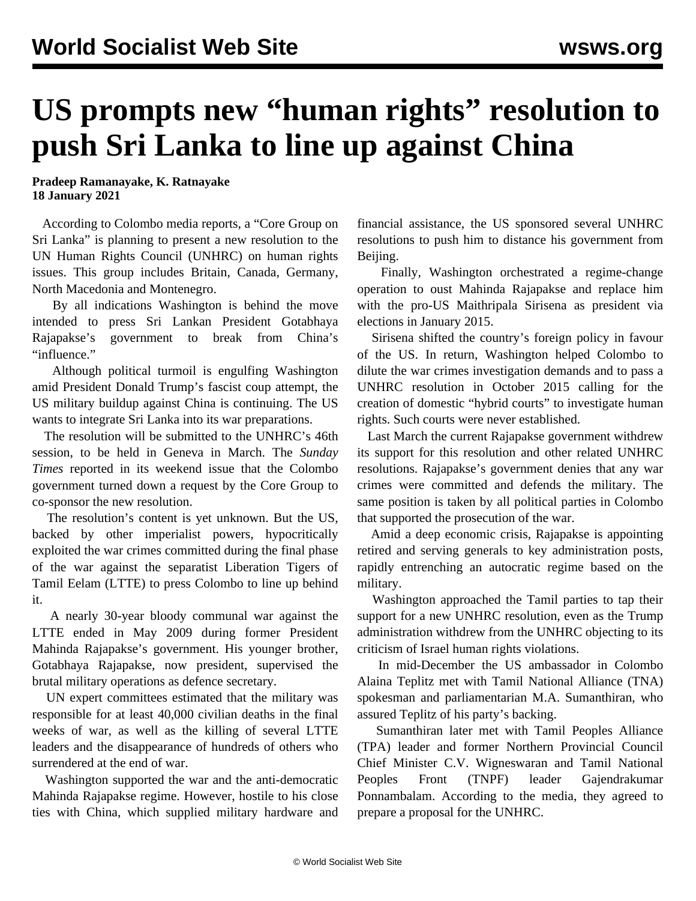# US prompts new "human rights" resolution to push Sri Lanka to line up against China

**Pradeep Ramanayake, K. Ratnayake**
**18 January 2021**

According to Colombo media reports, a "Core Group on Sri Lanka" is planning to present a new resolution to the UN Human Rights Council (UNHRC) on human rights issues. This group includes Britain, Canada, Germany, North Macedonia and Montenegro.

By all indications Washington is behind the move intended to press Sri Lankan President Gotabhaya Rajapakse's government to break from China's "influence."

Although political turmoil is engulfing Washington amid President Donald Trump's fascist coup attempt, the US military buildup against China is continuing. The US wants to integrate Sri Lanka into its war preparations.

The resolution will be submitted to the UNHRC's 46th session, to be held in Geneva in March. The *Sunday Times* reported in its weekend issue that the Colombo government turned down a request by the Core Group to co-sponsor the new resolution.

The resolution's content is yet unknown. But the US, backed by other imperialist powers, hypocritically exploited the war crimes committed during the final phase of the war against the separatist Liberation Tigers of Tamil Eelam (LTTE) to press Colombo to line up behind it.

A nearly 30-year bloody communal war against the LTTE ended in May 2009 during former President Mahinda Rajapakse's government. His younger brother, Gotabhaya Rajapakse, now president, supervised the brutal military operations as defence secretary.

UN expert committees estimated that the military was responsible for at least 40,000 civilian deaths in the final weeks of war, as well as the killing of several LTTE leaders and the disappearance of hundreds of others who surrendered at the end of war.

Washington supported the war and the anti-democratic Mahinda Rajapakse regime. However, hostile to his close ties with China, which supplied military hardware and financial assistance, the US sponsored several UNHRC resolutions to push him to distance his government from Beijing.

Finally, Washington orchestrated a regime-change operation to oust Mahinda Rajapakse and replace him with the pro-US Maithripala Sirisena as president via elections in January 2015.

Sirisena shifted the country's foreign policy in favour of the US. In return, Washington helped Colombo to dilute the war crimes investigation demands and to pass a UNHRC resolution in October 2015 calling for the creation of domestic "hybrid courts" to investigate human rights. Such courts were never established.

Last March the current Rajapakse government withdrew its support for this resolution and other related UNHRC resolutions. Rajapakse's government denies that any war crimes were committed and defends the military. The same position is taken by all political parties in Colombo that supported the prosecution of the war.

Amid a deep economic crisis, Rajapakse is appointing retired and serving generals to key administration posts, rapidly entrenching an autocratic regime based on the military.

Washington approached the Tamil parties to tap their support for a new UNHRC resolution, even as the Trump administration withdrew from the UNHRC objecting to its criticism of Israel human rights violations.

In mid-December the US ambassador in Colombo Alaina Teplitz met with Tamil National Alliance (TNA) spokesman and parliamentarian M.A. Sumanthiran, who assured Teplitz of his party's backing.

Sumanthiran later met with Tamil Peoples Alliance (TPA) leader and former Northern Provincial Council Chief Minister C.V. Wigneswaran and Tamil National Peoples Front (TNPF) leader Gajendrakumar Ponnambalam. According to the media, they agreed to prepare a proposal for the UNHRC.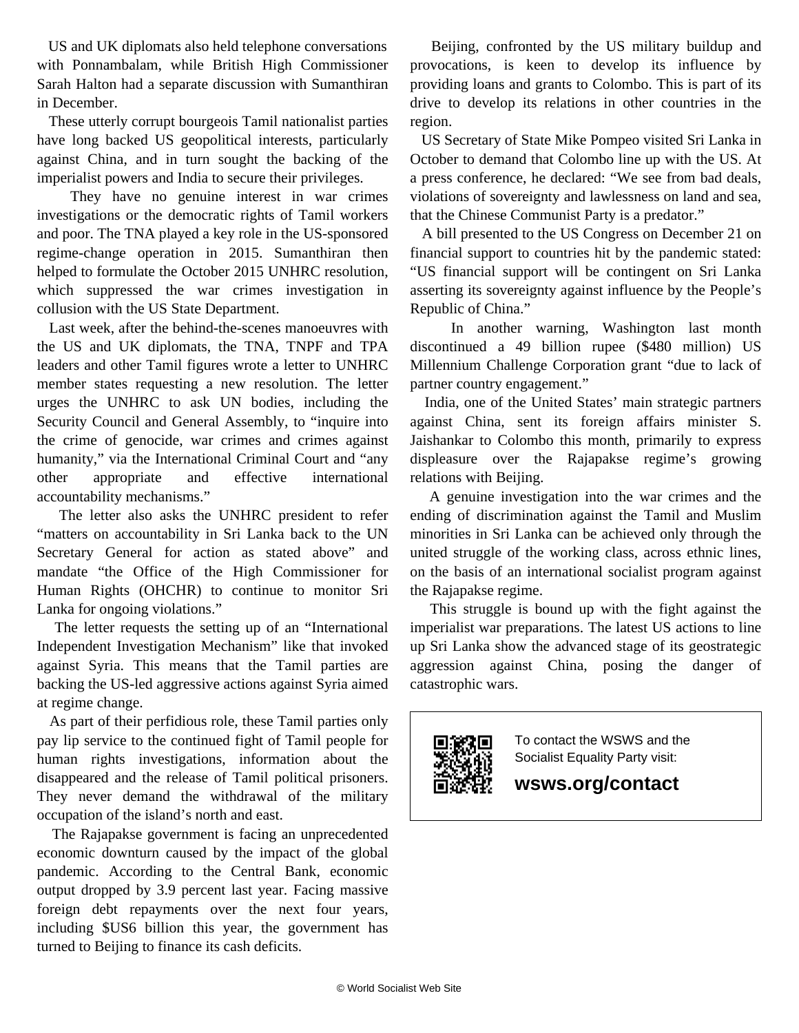US and UK diplomats also held telephone conversations with Ponnambalam, while British High Commissioner Sarah Halton had a separate discussion with Sumanthiran in December.

These utterly corrupt bourgeois Tamil nationalist parties have long backed US geopolitical interests, particularly against China, and in turn sought the backing of the imperialist powers and India to secure their privileges.

They have no genuine interest in war crimes investigations or the democratic rights of Tamil workers and poor. The TNA played a key role in the US-sponsored regime-change operation in 2015. Sumanthiran then helped to formulate the October 2015 UNHRC resolution, which suppressed the war crimes investigation in collusion with the US State Department.

Last week, after the behind-the-scenes manoeuvres with the US and UK diplomats, the TNA, TNPF and TPA leaders and other Tamil figures wrote a letter to UNHRC member states requesting a new resolution. The letter urges the UNHRC to ask UN bodies, including the Security Council and General Assembly, to "inquire into the crime of genocide, war crimes and crimes against humanity," via the International Criminal Court and "any other appropriate and effective international accountability mechanisms."

The letter also asks the UNHRC president to refer "matters on accountability in Sri Lanka back to the UN Secretary General for action as stated above" and mandate "the Office of the High Commissioner for Human Rights (OHCHR) to continue to monitor Sri Lanka for ongoing violations."

The letter requests the setting up of an "International Independent Investigation Mechanism" like that invoked against Syria. This means that the Tamil parties are backing the US-led aggressive actions against Syria aimed at regime change.

As part of their perfidious role, these Tamil parties only pay lip service to the continued fight of Tamil people for human rights investigations, information about the disappeared and the release of Tamil political prisoners. They never demand the withdrawal of the military occupation of the island's north and east.

The Rajapakse government is facing an unprecedented economic downturn caused by the impact of the global pandemic. According to the Central Bank, economic output dropped by 3.9 percent last year. Facing massive foreign debt repayments over the next four years, including $US6 billion this year, the government has turned to Beijing to finance its cash deficits.

Beijing, confronted by the US military buildup and provocations, is keen to develop its influence by providing loans and grants to Colombo. This is part of its drive to develop its relations in other countries in the region.

US Secretary of State Mike Pompeo visited Sri Lanka in October to demand that Colombo line up with the US. At a press conference, he declared: "We see from bad deals, violations of sovereignty and lawlessness on land and sea, that the Chinese Communist Party is a predator."

A bill presented to the US Congress on December 21 on financial support to countries hit by the pandemic stated: "US financial support will be contingent on Sri Lanka asserting its sovereignty against influence by the People's Republic of China."

In another warning, Washington last month discontinued a 49 billion rupee ($480 million) US Millennium Challenge Corporation grant "due to lack of partner country engagement."

India, one of the United States' main strategic partners against China, sent its foreign affairs minister S. Jaishankar to Colombo this month, primarily to express displeasure over the Rajapakse regime's growing relations with Beijing.

A genuine investigation into the war crimes and the ending of discrimination against the Tamil and Muslim minorities in Sri Lanka can be achieved only through the united struggle of the working class, across ethnic lines, on the basis of an international socialist program against the Rajapakse regime.

This struggle is bound up with the fight against the imperialist war preparations. The latest US actions to line up Sri Lanka show the advanced stage of its geostrategic aggression against China, posing the danger of catastrophic wars.

To contact the WSWS and the Socialist Equality Party visit:

**wsws.org/contact**